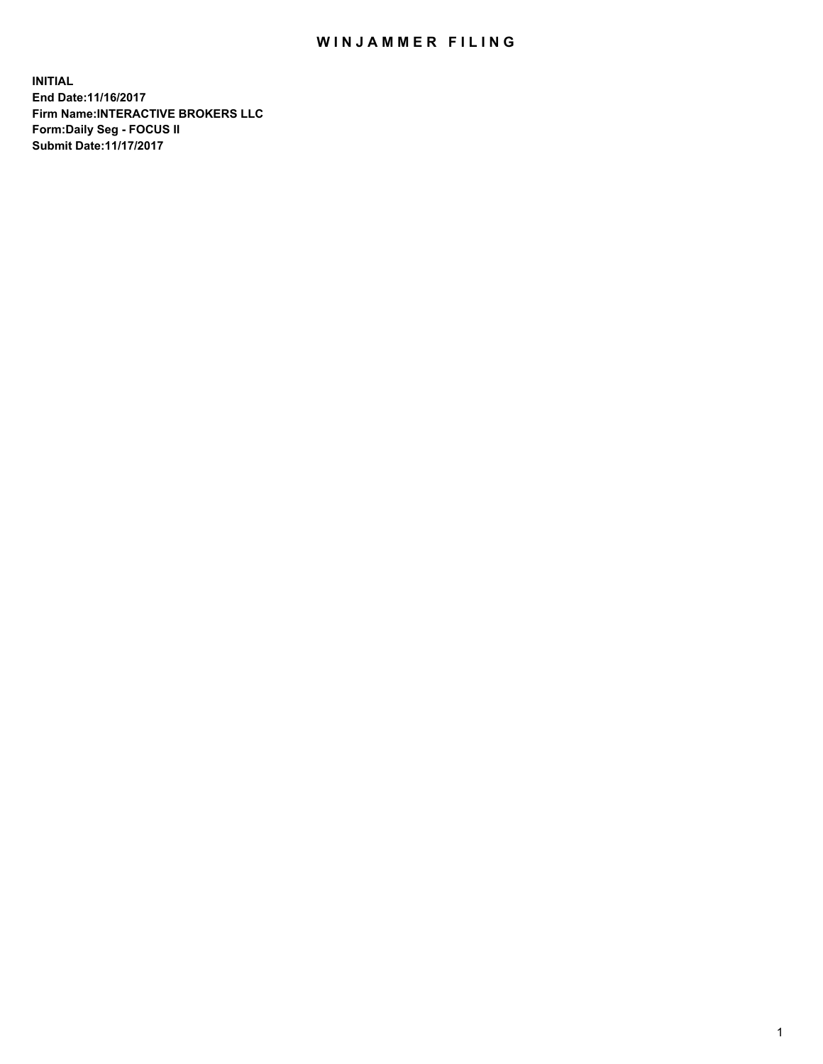# WINJAMMER FILING

**INITIAL**
**End Date:11/16/2017**
**Firm Name:INTERACTIVE BROKERS LLC**
**Form:Daily Seg - FOCUS II**
**Submit Date:11/17/2017**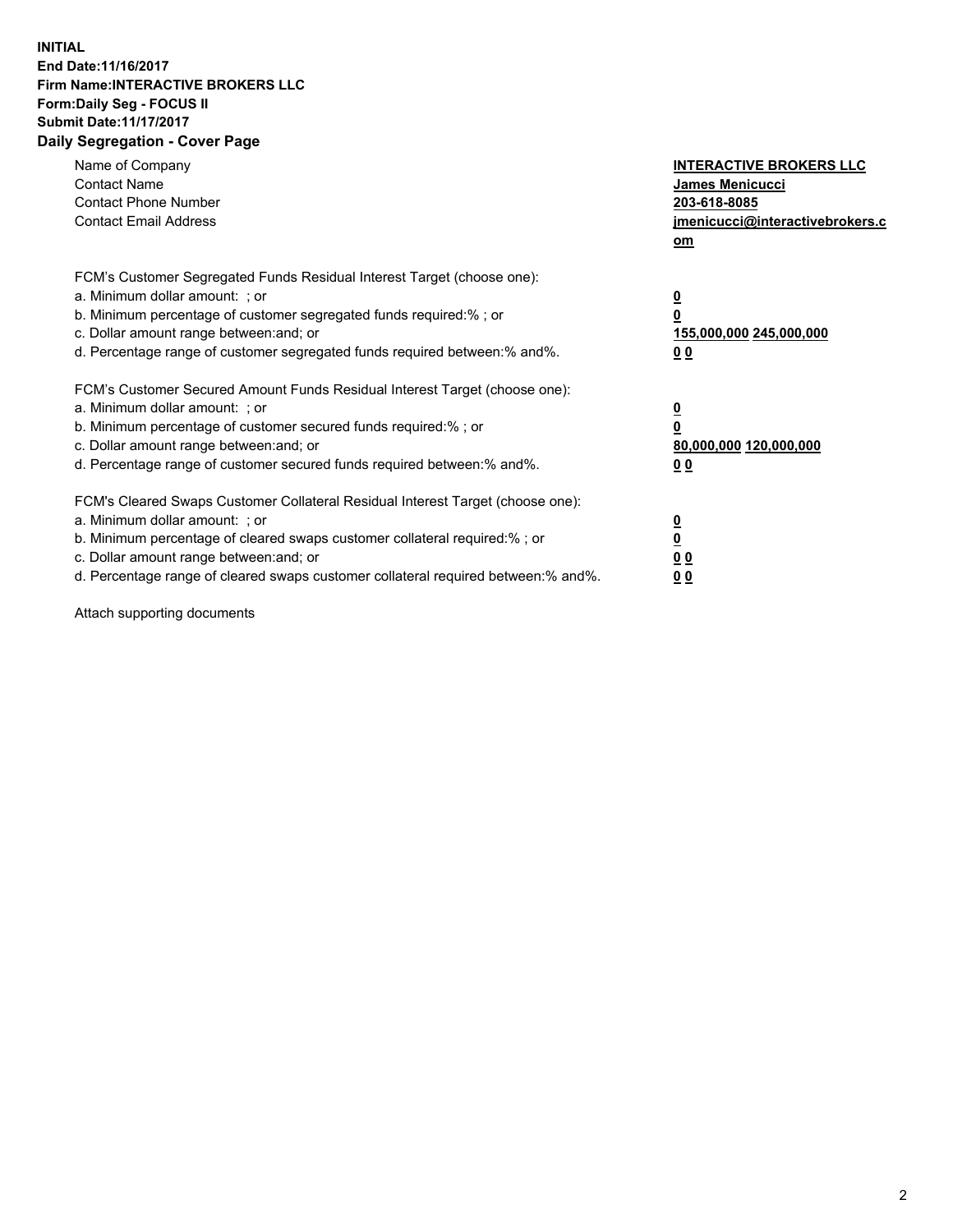**INITIAL**
**End Date:11/16/2017**
**Firm Name:INTERACTIVE BROKERS LLC**
**Form:Daily Seg - FOCUS II**
**Submit Date:11/17/2017**

## Daily Segregation - Cover Page

| | |
|---|---|
| Name of Company | **INTERACTIVE BROKERS LLC** |
| Contact Name | **James Menicucci** |
| Contact Phone Number | **203-618-8085** |
| Contact Email Address | **jmenicucci@interactivebrokers.com** |

FCM's Customer Segregated Funds Residual Interest Target (choose one):

| | |
|---|---|
| a. Minimum dollar amount: ; or | **0** |
| b. Minimum percentage of customer segregated funds required:% ; or | **0** |
| c. Dollar amount range between:and; or | **155,000,000 245,000,000** |
| d. Percentage range of customer segregated funds required between:% and%. | **0 0** |

FCM's Customer Secured Amount Funds Residual Interest Target (choose one):

| | |
|---|---|
| a. Minimum dollar amount: ; or | **0** |
| b. Minimum percentage of customer secured funds required:% ; or | **0** |
| c. Dollar amount range between:and; or | **80,000,000 120,000,000** |
| d. Percentage range of customer secured funds required between:% and%. | **0 0** |

FCM's Cleared Swaps Customer Collateral Residual Interest Target (choose one):

| | |
|---|---|
| a. Minimum dollar amount: ; or | **0** |
| b. Minimum percentage of cleared swaps customer collateral required:% ; or | **0** |
| c. Dollar amount range between:and; or | **0 0** |
| d. Percentage range of cleared swaps customer collateral required between:% and%. | **0 0** |

Attach supporting documents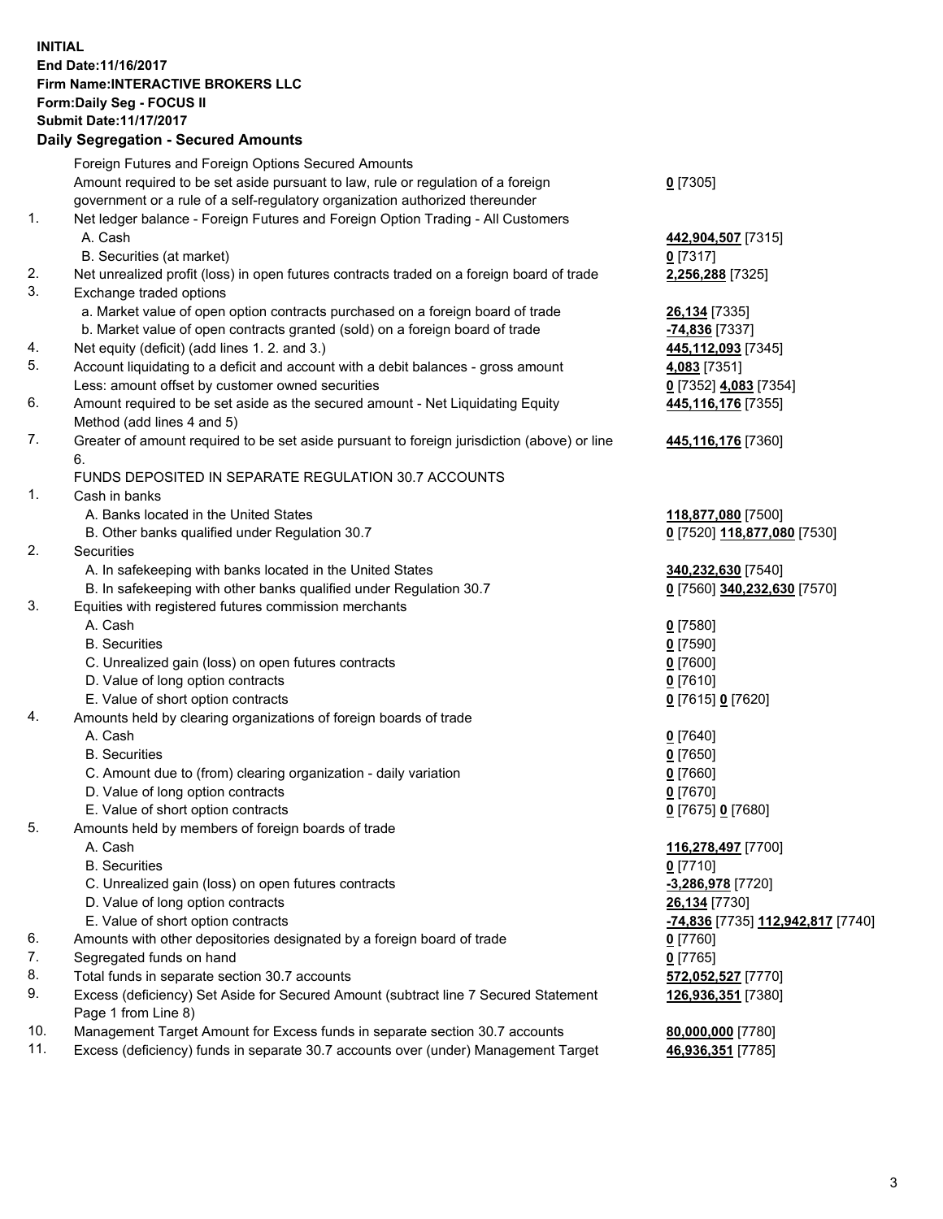**INITIAL**
**End Date:11/16/2017**
**Firm Name:INTERACTIVE BROKERS LLC**
**Form:Daily Seg - FOCUS II**
**Submit Date:11/17/2017**
**Daily Segregation - Secured Amounts**

| | | |
|---|---|---|
| | Foreign Futures and Foreign Options Secured Amounts | |
| | Amount required to be set aside pursuant to law, rule or regulation of a foreign government or a rule of a self-regulatory organization authorized thereunder | **0** [7305] |
| 1. | Net ledger balance - Foreign Futures and Foreign Option Trading - All Customers | |
| | A. Cash | **442,904,507** [7315] |
| | B. Securities (at market) | **0** [7317] |
| 2. | Net unrealized profit (loss) in open futures contracts traded on a foreign board of trade | **2,256,288** [7325] |
| 3. | Exchange traded options | |
| | a. Market value of open option contracts purchased on a foreign board of trade | **26,134** [7335] |
| | b. Market value of open contracts granted (sold) on a foreign board of trade | **-74,836** [7337] |
| 4. | Net equity (deficit) (add lines 1. 2. and 3.) | **445,112,093** [7345] |
| 5. | Account liquidating to a deficit and account with a debit balances - gross amount | **4,083** [7351] |
| | Less: amount offset by customer owned securities | **0** [7352] **4,083** [7354] |
| 6. | Amount required to be set aside as the secured amount - Net Liquidating Equity Method (add lines 4 and 5) | **445,116,176** [7355] |
| 7. | Greater of amount required to be set aside pursuant to foreign jurisdiction (above) or line 6. | **445,116,176** [7360] |
| | FUNDS DEPOSITED IN SEPARATE REGULATION 30.7 ACCOUNTS | |
| 1. | Cash in banks | |
| | A. Banks located in the United States | **118,877,080** [7500] |
| | B. Other banks qualified under Regulation 30.7 | **0** [7520] **118,877,080** [7530] |
| 2. | Securities | |
| | A. In safekeeping with banks located in the United States | **340,232,630** [7540] |
| | B. In safekeeping with other banks qualified under Regulation 30.7 | **0** [7560] **340,232,630** [7570] |
| 3. | Equities with registered futures commission merchants | |
| | A. Cash | **0** [7580] |
| | B. Securities | **0** [7590] |
| | C. Unrealized gain (loss) on open futures contracts | **0** [7600] |
| | D. Value of long option contracts | **0** [7610] |
| | E. Value of short option contracts | **0** [7615] **0** [7620] |
| 4. | Amounts held by clearing organizations of foreign boards of trade | |
| | A. Cash | **0** [7640] |
| | B. Securities | **0** [7650] |
| | C. Amount due to (from) clearing organization - daily variation | **0** [7660] |
| | D. Value of long option contracts | **0** [7670] |
| | E. Value of short option contracts | **0** [7675] **0** [7680] |
| 5. | Amounts held by members of foreign boards of trade | |
| | A. Cash | **116,278,497** [7700] |
| | B. Securities | **0** [7710] |
| | C. Unrealized gain (loss) on open futures contracts | **-3,286,978** [7720] |
| | D. Value of long option contracts | **26,134** [7730] |
| | E. Value of short option contracts | **-74,836** [7735] **112,942,817** [7740] |
| 6. | Amounts with other depositories designated by a foreign board of trade | **0** [7760] |
| 7. | Segregated funds on hand | **0** [7765] |
| 8. | Total funds in separate section 30.7 accounts | **572,052,527** [7770] |
| 9. | Excess (deficiency) Set Aside for Secured Amount (subtract line 7 Secured Statement Page 1 from Line 8) | **126,936,351** [7380] |
| 10. | Management Target Amount for Excess funds in separate section 30.7 accounts | **80,000,000** [7780] |
| 11. | Excess (deficiency) funds in separate 30.7 accounts over (under) Management Target | **46,936,351** [7785] |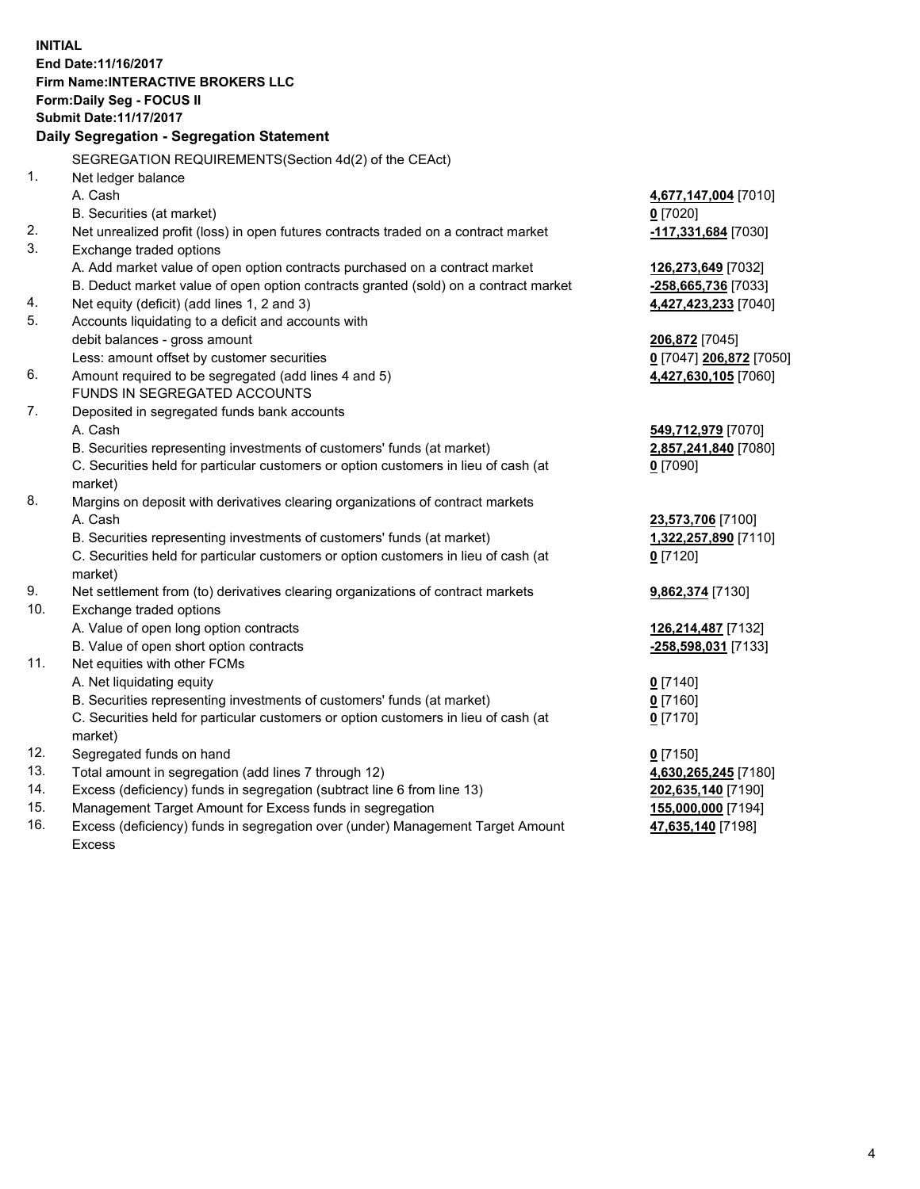**INITIAL**
**End Date:11/16/2017**
**Firm Name:INTERACTIVE BROKERS LLC**
**Form:Daily Seg - FOCUS II**
**Submit Date:11/17/2017**

## Daily Segregation - Segregation Statement

| | | |
|---|---|---|
| | SEGREGATION REQUIREMENTS(Section 4d(2) of the CEAct) | |
| 1. | Net ledger balance | |
| | A. Cash | **4,677,147,004** [7010] |
| | B. Securities (at market) | **0** [7020] |
| 2. | Net unrealized profit (loss) in open futures contracts traded on a contract market | **-117,331,684** [7030] |
| 3. | Exchange traded options | |
| | A. Add market value of open option contracts purchased on a contract market | **126,273,649** [7032] |
| | B. Deduct market value of open option contracts granted (sold) on a contract market | **-258,665,736** [7033] |
| 4. | Net equity (deficit) (add lines 1, 2 and 3) | **4,427,423,233** [7040] |
| 5. | Accounts liquidating to a deficit and accounts with | |
| | debit balances - gross amount | **206,872** [7045] |
| | Less: amount offset by customer securities | **0** [7047] **206,872** [7050] |
| 6. | Amount required to be segregated (add lines 4 and 5) | **4,427,630,105** [7060] |
| | FUNDS IN SEGREGATED ACCOUNTS | |
| 7. | Deposited in segregated funds bank accounts | |
| | A. Cash | **549,712,979** [7070] |
| | B. Securities representing investments of customers' funds (at market) | **2,857,241,840** [7080] |
| | C. Securities held for particular customers or option customers in lieu of cash (at market) | **0** [7090] |
| 8. | Margins on deposit with derivatives clearing organizations of contract markets | |
| | A. Cash | **23,573,706** [7100] |
| | B. Securities representing investments of customers' funds (at market) | **1,322,257,890** [7110] |
| | C. Securities held for particular customers or option customers in lieu of cash (at market) | **0** [7120] |
| 9. | Net settlement from (to) derivatives clearing organizations of contract markets | **9,862,374** [7130] |
| 10. | Exchange traded options | |
| | A. Value of open long option contracts | **126,214,487** [7132] |
| | B. Value of open short option contracts | **-258,598,031** [7133] |
| 11. | Net equities with other FCMs | |
| | A. Net liquidating equity | **0** [7140] |
| | B. Securities representing investments of customers' funds (at market) | **0** [7160] |
| | C. Securities held for particular customers or option customers in lieu of cash (at market) | **0** [7170] |
| 12. | Segregated funds on hand | **0** [7150] |
| 13. | Total amount in segregation (add lines 7 through 12) | **4,630,265,245** [7180] |
| 14. | Excess (deficiency) funds in segregation (subtract line 6 from line 13) | **202,635,140** [7190] |
| 15. | Management Target Amount for Excess funds in segregation | **155,000,000** [7194] |
| 16. | Excess (deficiency) funds in segregation over (under) Management Target Amount Excess | **47,635,140** [7198] |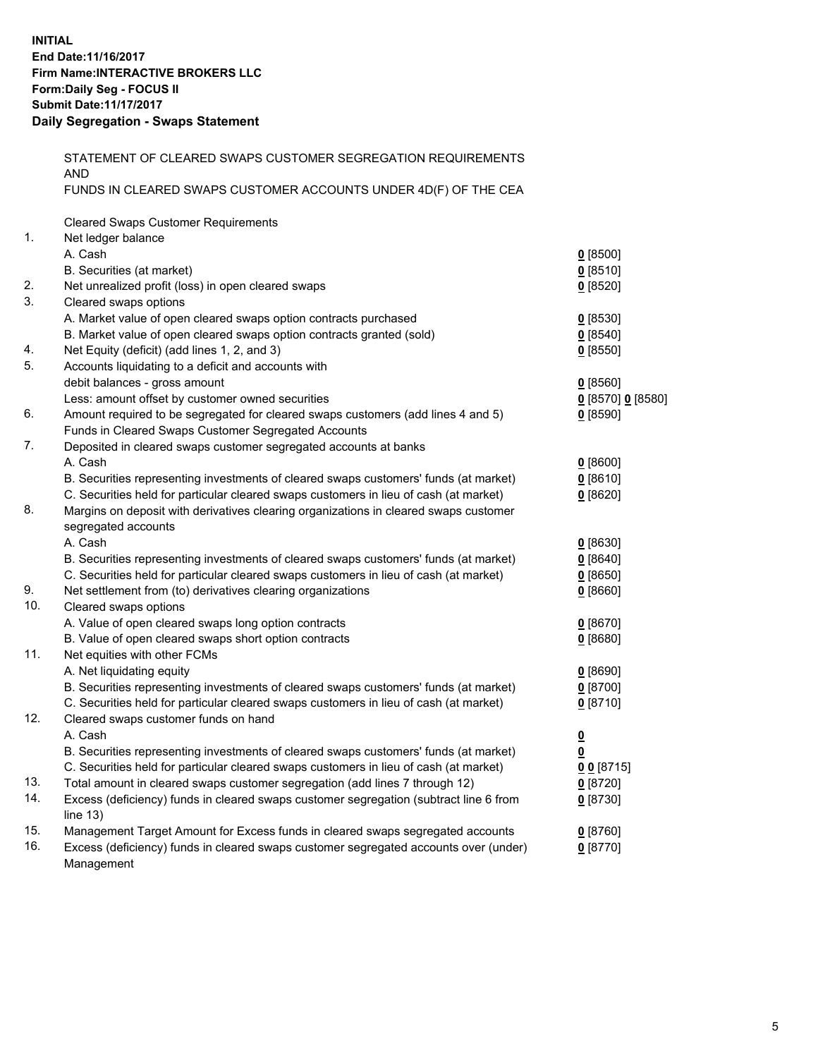**INITIAL**
**End Date:11/16/2017**
**Firm Name:INTERACTIVE BROKERS LLC**
**Form:Daily Seg - FOCUS II**
**Submit Date:11/17/2017**
**Daily Segregation - Swaps Statement**

STATEMENT OF CLEARED SWAPS CUSTOMER SEGREGATION REQUIREMENTS AND FUNDS IN CLEARED SWAPS CUSTOMER ACCOUNTS UNDER 4D(F) OF THE CEA

| | | |
|---|---|---|
| | Cleared Swaps Customer Requirements | |
| 1. | Net ledger balance | |
| | A. Cash | 0 [8500] |
| | B. Securities (at market) | 0 [8510] |
| 2. | Net unrealized profit (loss) in open cleared swaps | 0 [8520] |
| 3. | Cleared swaps options | |
| | A. Market value of open cleared swaps option contracts purchased | 0 [8530] |
| | B. Market value of open cleared swaps option contracts granted (sold) | 0 [8540] |
| 4. | Net Equity (deficit) (add lines 1, 2, and 3) | 0 [8550] |
| 5. | Accounts liquidating to a deficit and accounts with debit balances - gross amount | 0 [8560] |
| | Less: amount offset by customer owned securities | 0 [8570] 0 [8580] |
| 6. | Amount required to be segregated for cleared swaps customers (add lines 4 and 5) | 0 [8590] |
| | Funds in Cleared Swaps Customer Segregated Accounts | |
| 7. | Deposited in cleared swaps customer segregated accounts at banks | |
| | A. Cash | 0 [8600] |
| | B. Securities representing investments of cleared swaps customers' funds (at market) | 0 [8610] |
| | C. Securities held for particular cleared swaps customers in lieu of cash (at market) | 0 [8620] |
| 8. | Margins on deposit with derivatives clearing organizations in cleared swaps customer segregated accounts | |
| | A. Cash | 0 [8630] |
| | B. Securities representing investments of cleared swaps customers' funds (at market) | 0 [8640] |
| | C. Securities held for particular cleared swaps customers in lieu of cash (at market) | 0 [8650] |
| 9. | Net settlement from (to) derivatives clearing organizations | 0 [8660] |
| 10. | Cleared swaps options | |
| | A. Value of open cleared swaps long option contracts | 0 [8670] |
| | B. Value of open cleared swaps short option contracts | 0 [8680] |
| 11. | Net equities with other FCMs | |
| | A. Net liquidating equity | 0 [8690] |
| | B. Securities representing investments of cleared swaps customers' funds (at market) | 0 [8700] |
| | C. Securities held for particular cleared swaps customers in lieu of cash (at market) | 0 [8710] |
| 12. | Cleared swaps customer funds on hand | |
| | A. Cash | 0 |
| | B. Securities representing investments of cleared swaps customers' funds (at market) | 0 |
| | C. Securities held for particular cleared swaps customers in lieu of cash (at market) | 0 0 [8715] |
| 13. | Total amount in cleared swaps customer segregation (add lines 7 through 12) | 0 [8720] |
| 14. | Excess (deficiency) funds in cleared swaps customer segregation (subtract line 6 from line 13) | 0 [8730] |
| 15. | Management Target Amount for Excess funds in cleared swaps segregated accounts | 0 [8760] |
| 16. | Excess (deficiency) funds in cleared swaps customer segregated accounts over (under) Management | 0 [8770] |